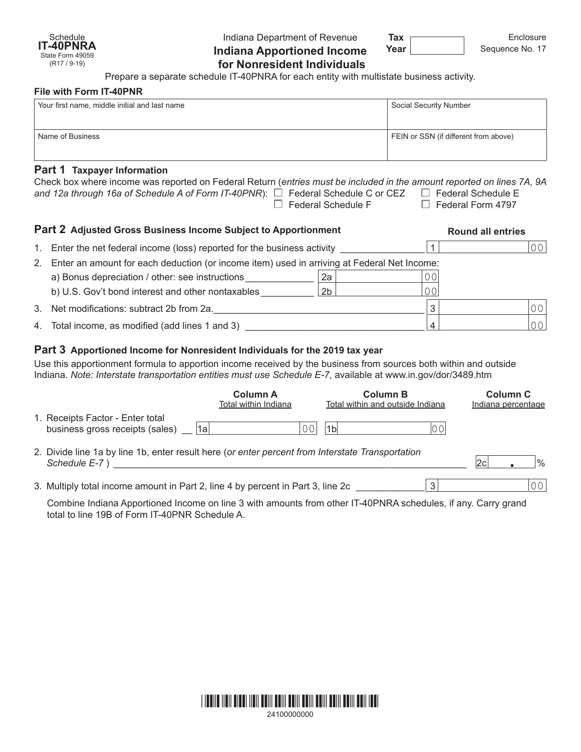Schedule
**IT-40PNRA**
State Form 49059
(R17 / 9-19)

Indiana Department of Revenue

# Indiana Apportioned Income for Nonresident Individuals

**Tax Year** ____________

Enclosure Sequence No. 17

Prepare a separate schedule IT-40PNRA for each entity with multistate business activity.

**File with Form IT-40PNR**

| Your first name, middle initial and last name | Social Security Number |
|---|---|
| | |
| **Name of Business** | **FEIN or SSN (if different from above)** |
| | |

## Part 1 Taxpayer Information

Check box where income was reported on Federal Return (*entries must be included in the amount reported on lines 7A, 9A and 12a through 16a of Schedule A of Form IT-40PNR*):

- ☐ Federal Schedule C or CEZ
- ☐ Federal Schedule E
- ☐ Federal Schedule F
- ☐ Federal Form 4797

## Part 2 Adjusted Gross Business Income Subject to Apportionment

**Round all entries**

1. Enter the net federal income (loss) reported for the business activity ______________ | 1 | .00
2. Enter an amount for each deduction (or income item) used in arriving at Federal Net Income:
   a) Bonus depreciation / other: see instructions ____________ | 2a | .00
   b) U.S. Gov't bond interest and other nontaxables _________ | 2b | .00
3. Net modifications: subtract 2b from 2a. ______________________________________ | 3 | .00
4. Total income, as modified (add lines 1 and 3) __________________________________ | 4 | .00

## Part 3 Apportioned Income for Nonresident Individuals for the 2019 tax year

Use this apportionment formula to apportion income received by the business from sources both within and outside Indiana. *Note: Interstate transportation entities must use Schedule E-7*, available at www.in.gov/dor/3489.htm

| | Column A Total within Indiana | Column B Total within and outside Indiana | Column C Indiana percentage |
|---|---|---|---|
| 1. Receipts Factor - Enter total business gross receipts (sales) | 1a .00 | 1b .00 | |

2. Divide line 1a by line 1b, enter result here (*or enter percent from Interstate Transportation Schedule E-7* ) ______________________________ | 2c | . %

3. Multiply total income amount in Part 2, line 4 by percent in Part 3, line 2c ____________ | 3 | .00

Combine Indiana Apportioned Income on line 3 with amounts from other IT-40PNRA schedules, if any. Carry grand total to line 19B of Form IT-40PNR Schedule A.

24100000000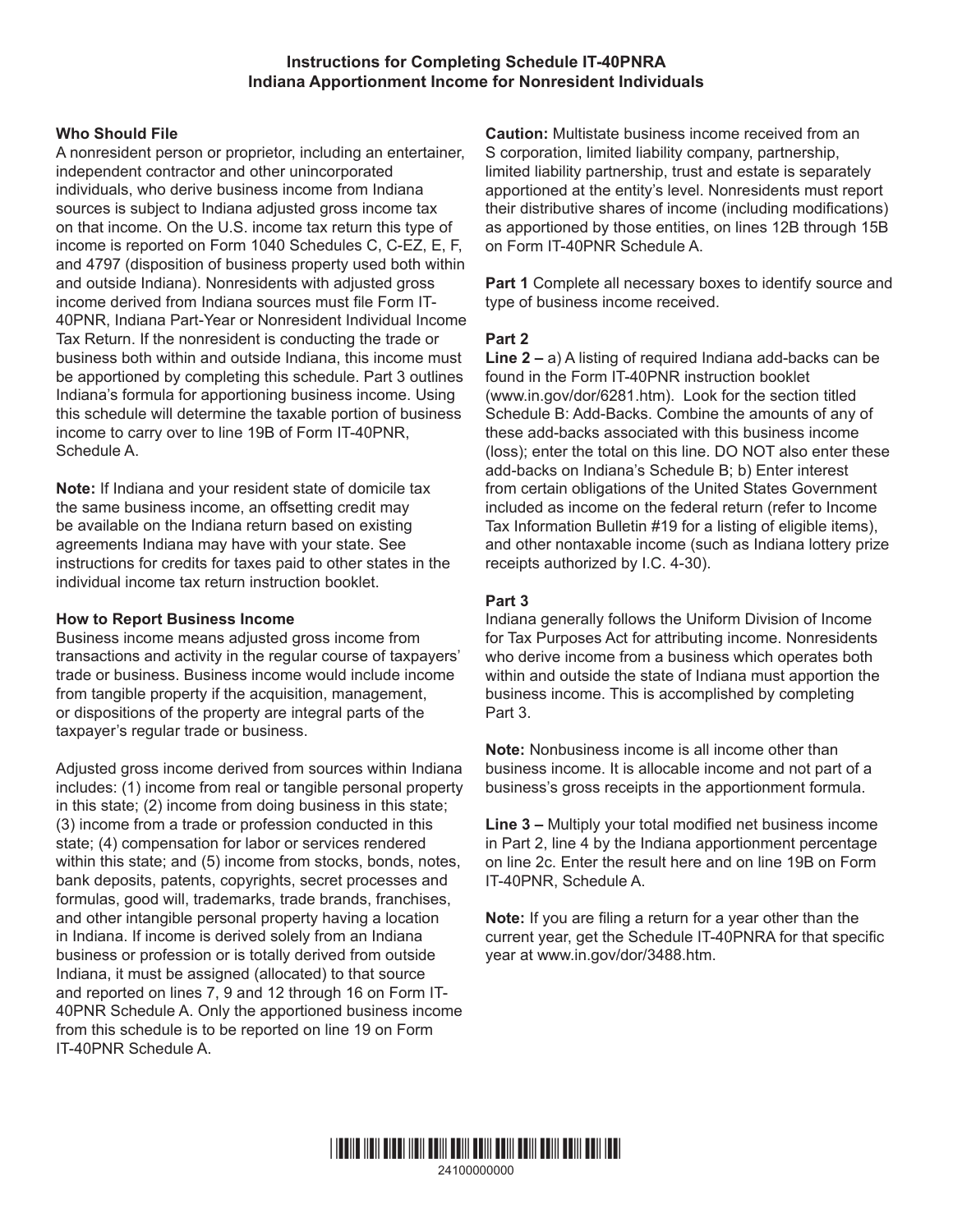# Instructions for Completing Schedule IT-40PNRA
## Indiana Apportionment Income for Nonresident Individuals

**Who Should File**

A nonresident person or proprietor, including an entertainer, independent contractor and other unincorporated individuals, who derive business income from Indiana sources is subject to Indiana adjusted gross income tax on that income. On the U.S. income tax return this type of income is reported on Form 1040 Schedules C, C-EZ, E, F, and 4797 (disposition of business property used both within and outside Indiana). Nonresidents with adjusted gross income derived from Indiana sources must file Form IT-40PNR, Indiana Part-Year or Nonresident Individual Income Tax Return. If the nonresident is conducting the trade or business both within and outside Indiana, this income must be apportioned by completing this schedule. Part 3 outlines Indiana's formula for apportioning business income. Using this schedule will determine the taxable portion of business income to carry over to line 19B of Form IT-40PNR, Schedule A.

**Note:** If Indiana and your resident state of domicile tax the same business income, an offsetting credit may be available on the Indiana return based on existing agreements Indiana may have with your state. See instructions for credits for taxes paid to other states in the individual income tax return instruction booklet.

**How to Report Business Income**

Business income means adjusted gross income from transactions and activity in the regular course of taxpayers' trade or business. Business income would include income from tangible property if the acquisition, management, or dispositions of the property are integral parts of the taxpayer's regular trade or business.

Adjusted gross income derived from sources within Indiana includes: (1) income from real or tangible personal property in this state; (2) income from doing business in this state; (3) income from a trade or profession conducted in this state; (4) compensation for labor or services rendered within this state; and (5) income from stocks, bonds, notes, bank deposits, patents, copyrights, secret processes and formulas, good will, trademarks, trade brands, franchises, and other intangible personal property having a location in Indiana. If income is derived solely from an Indiana business or profession or is totally derived from outside Indiana, it must be assigned (allocated) to that source and reported on lines 7, 9 and 12 through 16 on Form IT-40PNR Schedule A. Only the apportioned business income from this schedule is to be reported on line 19 on Form IT-40PNR Schedule A.

**Caution:** Multistate business income received from an S corporation, limited liability company, partnership, limited liability partnership, trust and estate is separately apportioned at the entity's level. Nonresidents must report their distributive shares of income (including modifications) as apportioned by those entities, on lines 12B through 15B on Form IT-40PNR Schedule A.

**Part 1** Complete all necessary boxes to identify source and type of business income received.

**Part 2**

**Line 2 –** a) A listing of required Indiana add-backs can be found in the Form IT-40PNR instruction booklet (www.in.gov/dor/6281.htm). Look for the section titled Schedule B: Add-Backs. Combine the amounts of any of these add-backs associated with this business income (loss); enter the total on this line. DO NOT also enter these add-backs on Indiana's Schedule B; b) Enter interest from certain obligations of the United States Government included as income on the federal return (refer to Income Tax Information Bulletin #19 for a listing of eligible items), and other nontaxable income (such as Indiana lottery prize receipts authorized by I.C. 4-30).

**Part 3**

Indiana generally follows the Uniform Division of Income for Tax Purposes Act for attributing income. Nonresidents who derive income from a business which operates both within and outside the state of Indiana must apportion the business income. This is accomplished by completing Part 3.

**Note:** Nonbusiness income is all income other than business income. It is allocable income and not part of a business's gross receipts in the apportionment formula.

**Line 3 –** Multiply your total modified net business income in Part 2, line 4 by the Indiana apportionment percentage on line 2c. Enter the result here and on line 19B on Form IT-40PNR, Schedule A.

**Note:** If you are filing a return for a year other than the current year, get the Schedule IT-40PNRA for that specific year at www.in.gov/dor/3488.htm.

24100000000